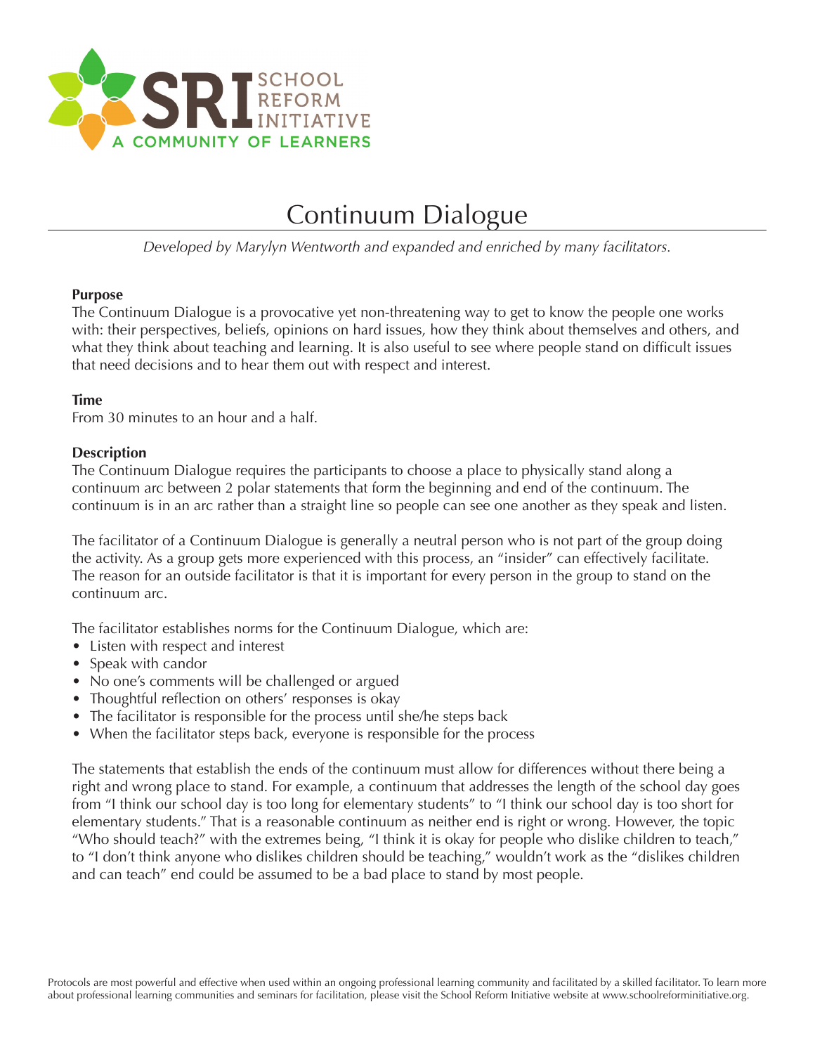SRI SCHOOL REFORM INITIATIVE

A COMMUNITY OF LEARNERS

# Continuum Dialogue

*Developed by Marylyn Wentworth and expanded and enriched by many facilitators.*

**Purpose**

The Continuum Dialogue is a provocative yet non-threatening way to get to know the people one works with: their perspectives, beliefs, opinions on hard issues, how they think about themselves and others, and what they think about teaching and learning. It is also useful to see where people stand on difficult issues that need decisions and to hear them out with respect and interest.

**Time**

From 30 minutes to an hour and a half.

**Description**

The Continuum Dialogue requires the participants to choose a place to physically stand along a continuum arc between 2 polar statements that form the beginning and end of the continuum. The continuum is in an arc rather than a straight line so people can see one another as they speak and listen.

The facilitator of a Continuum Dialogue is generally a neutral person who is not part of the group doing the activity. As a group gets more experienced with this process, an "insider" can effectively facilitate. The reason for an outside facilitator is that it is important for every person in the group to stand on the continuum arc.

The facilitator establishes norms for the Continuum Dialogue, which are:

- Listen with respect and interest
- Speak with candor
- No one's comments will be challenged or argued
- Thoughtful reflection on others' responses is okay
- The facilitator is responsible for the process until she/he steps back
- When the facilitator steps back, everyone is responsible for the process

The statements that establish the ends of the continuum must allow for differences without there being a right and wrong place to stand. For example, a continuum that addresses the length of the school day goes from "I think our school day is too long for elementary students" to "I think our school day is too short for elementary students." That is a reasonable continuum as neither end is right or wrong. However, the topic "Who should teach?" with the extremes being, "I think it is okay for people who dislike children to teach," to "I don't think anyone who dislikes children should be teaching," wouldn't work as the "dislikes children and can teach" end could be assumed to be a bad place to stand by most people.

Protocols are most powerful and effective when used within an ongoing professional learning community and facilitated by a skilled facilitator. To learn more about professional learning communities and seminars for facilitation, please visit the School Reform Initiative website at www.schoolreforminitiative.org.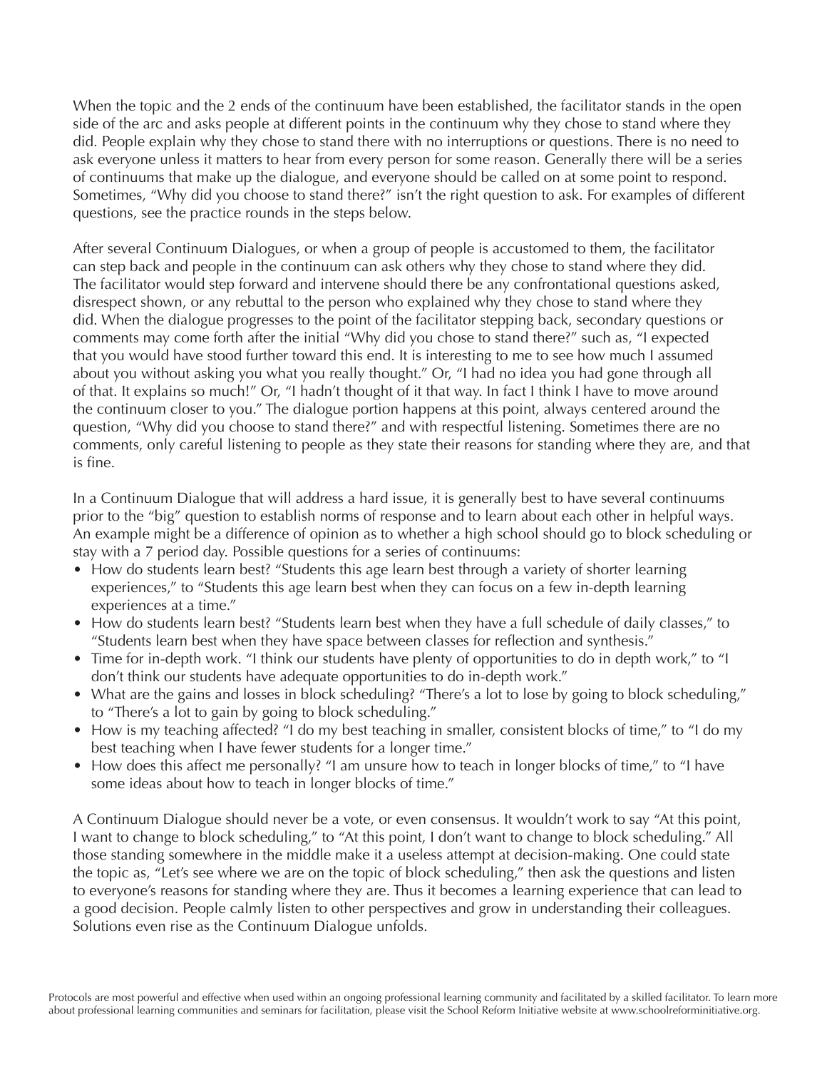When the topic and the 2 ends of the continuum have been established, the facilitator stands in the open side of the arc and asks people at different points in the continuum why they chose to stand where they did. People explain why they chose to stand there with no interruptions or questions. There is no need to ask everyone unless it matters to hear from every person for some reason. Generally there will be a series of continuums that make up the dialogue, and everyone should be called on at some point to respond. Sometimes, "Why did you choose to stand there?" isn't the right question to ask. For examples of different questions, see the practice rounds in the steps below.

After several Continuum Dialogues, or when a group of people is accustomed to them, the facilitator can step back and people in the continuum can ask others why they chose to stand where they did. The facilitator would step forward and intervene should there be any confrontational questions asked, disrespect shown, or any rebuttal to the person who explained why they chose to stand where they did. When the dialogue progresses to the point of the facilitator stepping back, secondary questions or comments may come forth after the initial "Why did you chose to stand there?" such as, "I expected that you would have stood further toward this end. It is interesting to me to see how much I assumed about you without asking you what you really thought." Or, "I had no idea you had gone through all of that. It explains so much!" Or, "I hadn't thought of it that way. In fact I think I have to move around the continuum closer to you." The dialogue portion happens at this point, always centered around the question, "Why did you choose to stand there?" and with respectful listening. Sometimes there are no comments, only careful listening to people as they state their reasons for standing where they are, and that is fine.

In a Continuum Dialogue that will address a hard issue, it is generally best to have several continuums prior to the "big" question to establish norms of response and to learn about each other in helpful ways. An example might be a difference of opinion as to whether a high school should go to block scheduling or stay with a 7 period day. Possible questions for a series of continuums:

- How do students learn best? "Students this age learn best through a variety of shorter learning experiences," to "Students this age learn best when they can focus on a few in-depth learning experiences at a time."
- How do students learn best? "Students learn best when they have a full schedule of daily classes," to "Students learn best when they have space between classes for reflection and synthesis."
- Time for in-depth work. "I think our students have plenty of opportunities to do in depth work," to "I don't think our students have adequate opportunities to do in-depth work."
- What are the gains and losses in block scheduling? "There's a lot to lose by going to block scheduling," to "There's a lot to gain by going to block scheduling."
- How is my teaching affected? "I do my best teaching in smaller, consistent blocks of time," to "I do my best teaching when I have fewer students for a longer time."
- How does this affect me personally? "I am unsure how to teach in longer blocks of time," to "I have some ideas about how to teach in longer blocks of time."

A Continuum Dialogue should never be a vote, or even consensus. It wouldn't work to say "At this point, I want to change to block scheduling," to "At this point, I don't want to change to block scheduling." All those standing somewhere in the middle make it a useless attempt at decision-making. One could state the topic as, "Let's see where we are on the topic of block scheduling," then ask the questions and listen to everyone's reasons for standing where they are. Thus it becomes a learning experience that can lead to a good decision. People calmly listen to other perspectives and grow in understanding their colleagues. Solutions even rise as the Continuum Dialogue unfolds.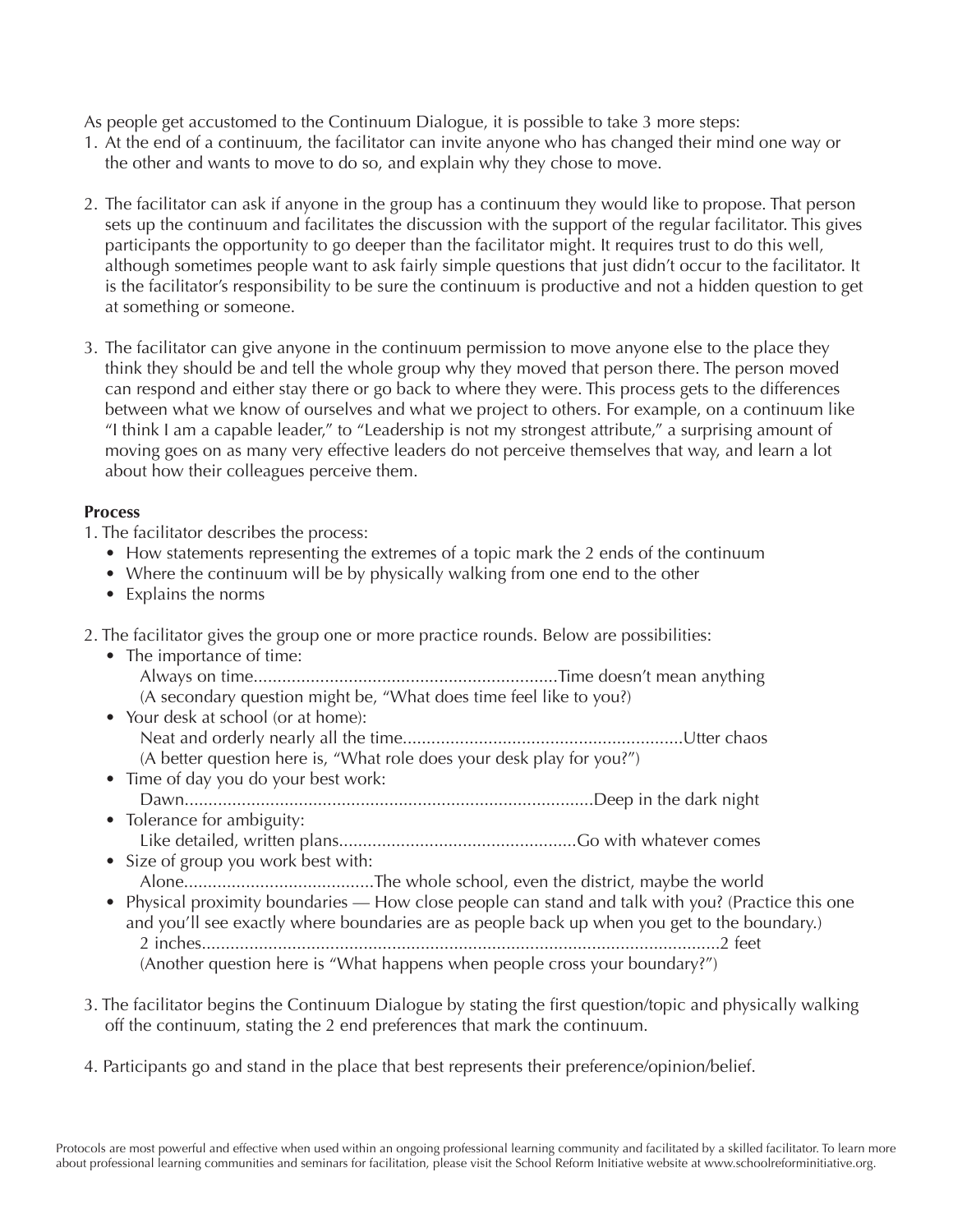As people get accustomed to the Continuum Dialogue, it is possible to take 3 more steps:

1. At the end of a continuum, the facilitator can invite anyone who has changed their mind one way or the other and wants to move to do so, and explain why they chose to move.

2. The facilitator can ask if anyone in the group has a continuum they would like to propose. That person sets up the continuum and facilitates the discussion with the support of the regular facilitator. This gives participants the opportunity to go deeper than the facilitator might. It requires trust to do this well, although sometimes people want to ask fairly simple questions that just didn't occur to the facilitator. It is the facilitator's responsibility to be sure the continuum is productive and not a hidden question to get at something or someone.

3. The facilitator can give anyone in the continuum permission to move anyone else to the place they think they should be and tell the whole group why they moved that person there. The person moved can respond and either stay there or go back to where they were. This process gets to the differences between what we know of ourselves and what we project to others. For example, on a continuum like "I think I am a capable leader," to "Leadership is not my strongest attribute," a surprising amount of moving goes on as many very effective leaders do not perceive themselves that way, and learn a lot about how their colleagues perceive them.

**Process**

1. The facilitator describes the process:
   - How statements representing the extremes of a topic mark the 2 ends of the continuum
   - Where the continuum will be by physically walking from one end to the other
   - Explains the norms

2. The facilitator gives the group one or more practice rounds. Below are possibilities:
   - The importance of time:
     Always on time................................................................Time doesn't mean anything
     (A secondary question might be, "What does time feel like to you?)
   - Your desk at school (or at home):
     Neat and orderly nearly all the time...........................................................Utter chaos
     (A better question here is, "What role does your desk play for you?")
   - Time of day you do your best work:
     Dawn.....................................................................................Deep in the dark night
   - Tolerance for ambiguity:
     Like detailed, written plans..................................................Go with whatever comes
   - Size of group you work best with:
     Alone........................................The whole school, even the district, maybe the world
   - Physical proximity boundaries — How close people can stand and talk with you? (Practice this one and you'll see exactly where boundaries are as people back up when you get to the boundary.)
     2 inches............................................................................................................2 feet
     (Another question here is "What happens when people cross your boundary?")

3. The facilitator begins the Continuum Dialogue by stating the first question/topic and physically walking off the continuum, stating the 2 end preferences that mark the continuum.

4. Participants go and stand in the place that best represents their preference/opinion/belief.

Protocols are most powerful and effective when used within an ongoing professional learning community and facilitated by a skilled facilitator. To learn more about professional learning communities and seminars for facilitation, please visit the School Reform Initiative website at www.schoolreforminitiative.org.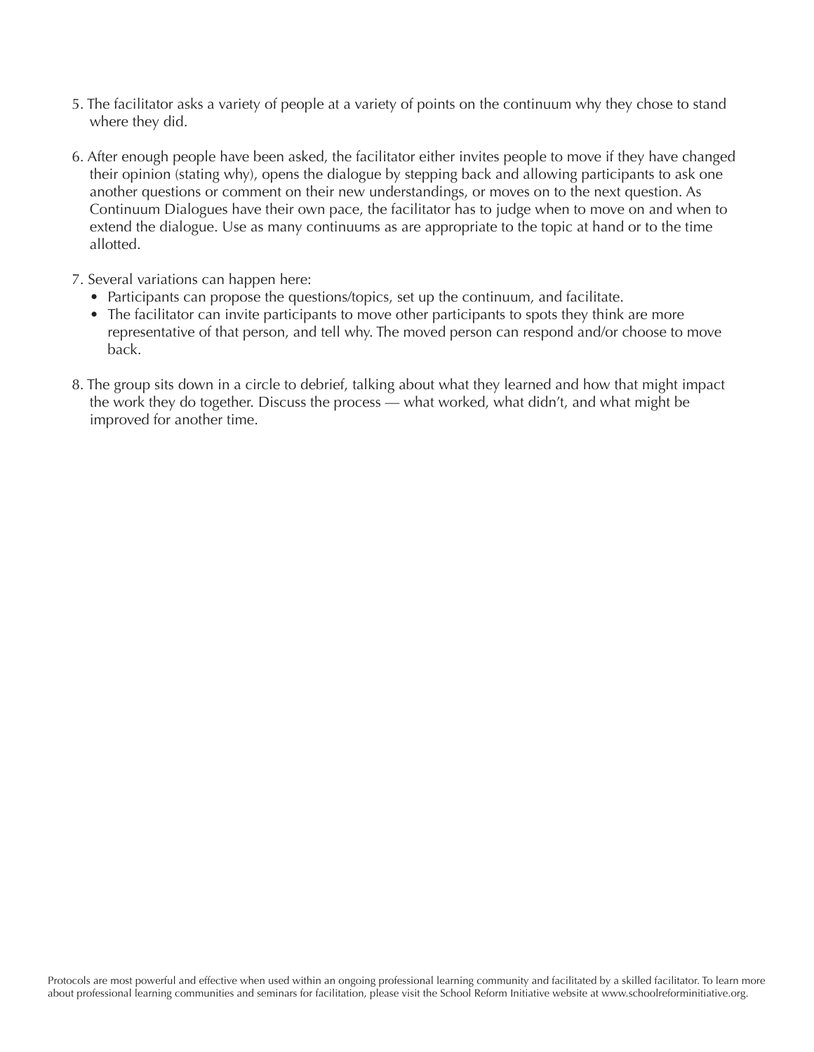5. The facilitator asks a variety of people at a variety of points on the continuum why they chose to stand where they did.

6. After enough people have been asked, the facilitator either invites people to move if they have changed their opinion (stating why), opens the dialogue by stepping back and allowing participants to ask one another questions or comment on their new understandings, or moves on to the next question. As Continuum Dialogues have their own pace, the facilitator has to judge when to move on and when to extend the dialogue. Use as many continuums as are appropriate to the topic at hand or to the time allotted.

7. Several variations can happen here:
   - Participants can propose the questions/topics, set up the continuum, and facilitate.
   - The facilitator can invite participants to move other participants to spots they think are more representative of that person, and tell why. The moved person can respond and/or choose to move back.

8. The group sits down in a circle to debrief, talking about what they learned and how that might impact the work they do together. Discuss the process — what worked, what didn't, and what might be improved for another time.

Protocols are most powerful and effective when used within an ongoing professional learning community and facilitated by a skilled facilitator. To learn more about professional learning communities and seminars for facilitation, please visit the School Reform Initiative website at www.schoolreforminitiative.org.